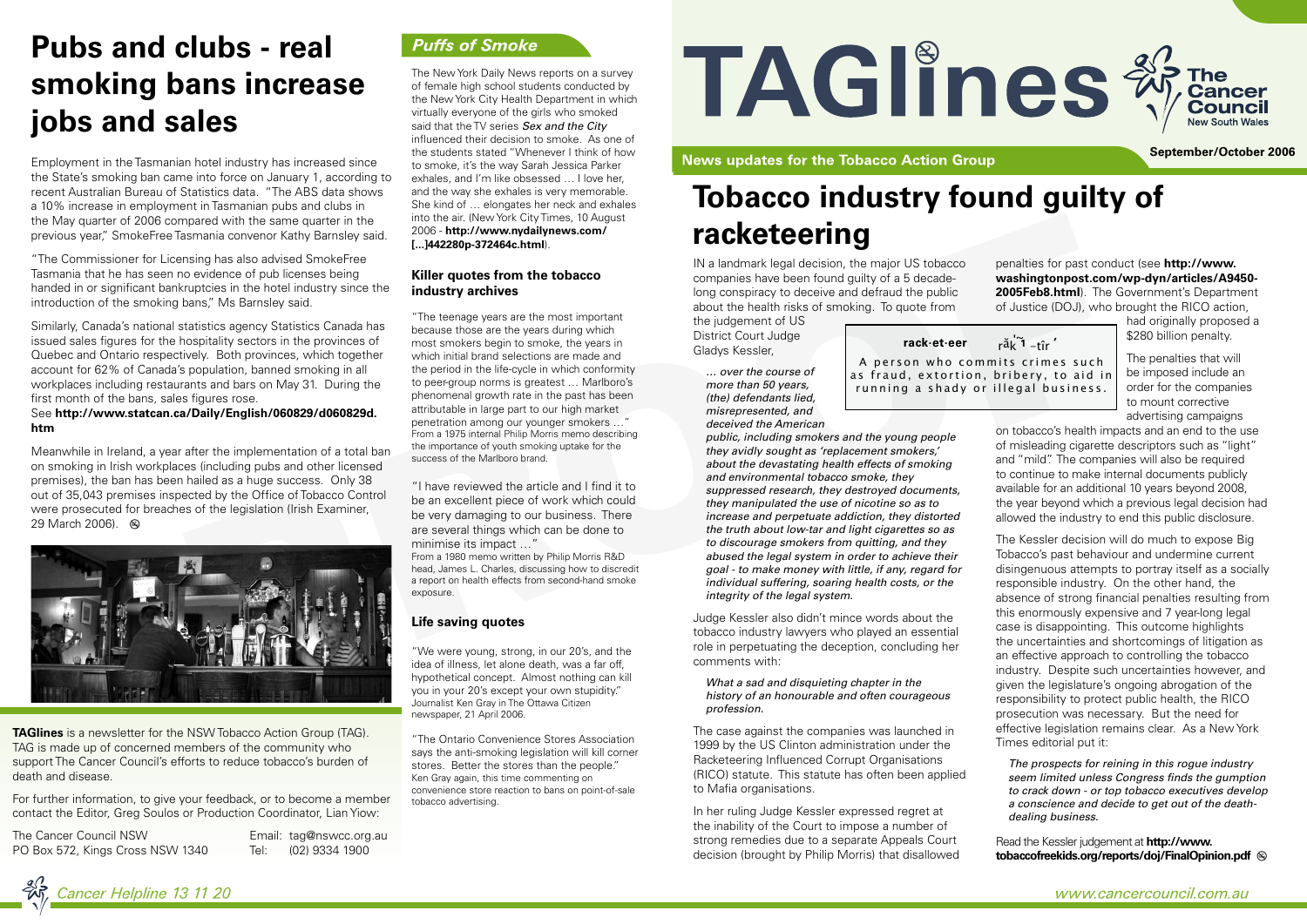# TAGlines

**News updates for the Tobacco Action Group**

**September/October 2006**

# Pubs and clubs - real smoking bans increase jobs and sales

Employment in the Tasmanian hotel industry has increased since the State's smoking ban came into force on January 1, according to recent Australian Bureau of Statistics data. "The ABS data shows a 10% increase in employment in Tasmanian pubs and clubs in the May quarter of 2006 compared with the same quarter in the previous year," SmokeFree Tasmania convenor Kathy Barnsley said.

"The Commissioner for Licensing has also advised SmokeFree Tasmania that he has seen no evidence of pub licenses being handed in or significant bankruptcies in the hotel industry since the introduction of the smoking bans," Ms Barnsley said.

Similarly, Canada's national statistics agency Statistics Canada has issued sales figures for the hospitality sectors in the provinces of Quebec and Ontario respectively. Both provinces, which together account for 62% of Canada's population, banned smoking in all workplaces including restaurants and bars on May 31. During the first month of the bans, sales figures rose.
See **http://www.statcan.ca/Daily/English/060829/d060829d.htm**

Meanwhile in Ireland, a year after the implementation of a total ban on smoking in Irish workplaces (including pubs and other licensed premises), the ban has been hailed as a huge success. Only 38 out of 35,043 premises inspected by the Office of Tobacco Control were prosecuted for breaches of the legislation (Irish Examiner, 29 March 2006).

**TAGlines** is a newsletter for the NSW Tobacco Action Group (TAG). TAG is made up of concerned members of the community who support The Cancer Council's efforts to reduce tobacco's burden of death and disease.

For further information, to give your feedback, or to become a member contact the Editor, Greg Soulos or Production Coordinator, Lian Yiow:

The Cancer Council NSW
PO Box 572, Kings Cross NSW 1340
Email: tag@nswcc.org.au
Tel: (02) 9334 1900

## *Puffs of Smoke*

The New York Daily News reports on a survey of female high school students conducted by the New York City Health Department in which virtually everyone of the girls who smoked said that the TV series *Sex and the City* influenced their decision to smoke. As one of the students stated "Whenever I think of how to smoke, it's the way Sarah Jessica Parker exhales, and I'm like obsessed … I love her, and the way she exhales is very memorable. She kind of … elongates her neck and exhales into the air. (New York City Times, 10 August 2006 - **http://www.nydailynews.com/[...]442280p-372464c.html**).

### Killer quotes from the tobacco industry archives

"The teenage years are the most important because those are the years during which most smokers begin to smoke, the years in which initial brand selections are made and the period in the life-cycle in which conformity to peer-group norms is greatest … Marlboro's phenomenal growth rate in the past has been attributable in large part to our high market penetration among our younger smokers …"
From a 1975 internal Philip Morris memo describing the importance of youth smoking uptake for the success of the Marlboro brand.

"I have reviewed the article and I find it to be an excellent piece of work which could be very damaging to our business. There are several things which can be done to minimise its impact …"
From a 1980 memo written by Philip Morris R&D head, James L. Charles, discussing how to discredit a report on health effects from second-hand smoke exposure.

### Life saving quotes

"We were young, strong, in our 20's, and the idea of illness, let alone death, was a far off, hypothetical concept. Almost nothing can kill you in your 20's except your own stupidity."
Journalist Ken Gray in The Ottawa Citizen newspaper, 21 April 2006.

"The Ontario Convenience Stores Association says the anti-smoking legislation will kill corner stores. Better the stores than the people."
Ken Gray again, this time commenting on convenience store reaction to bans on point-of-sale tobacco advertising.

# Tobacco industry found guilty of racketeering

> **rack·et·eer** răk ˈĭ –tîr ˈ
> A person who commits crimes such as fraud, extortion, bribery, to aid in running a shady or illegal business.

IN a landmark legal decision, the major US tobacco companies have been found guilty of a 5 decade-long conspiracy to deceive and defraud the public about the health risks of smoking. To quote from the judgement of US District Court Judge Gladys Kessler,

> *… over the course of more than 50 years, (the) defendants lied, misrepresented, and deceived the American public, including smokers and the young people they avidly sought as 'replacement smokers,' about the devastating health effects of smoking and environmental tobacco smoke, they suppressed research, they destroyed documents, they manipulated the use of nicotine so as to increase and perpetuate addiction, they distorted the truth about low-tar and light cigarettes so as to discourage smokers from quitting, and they abused the legal system in order to achieve their goal - to make money with little, if any, regard for individual suffering, soaring health costs, or the integrity of the legal system.*

Judge Kessler also didn't mince words about the tobacco industry lawyers who played an essential role in perpetuating the deception, concluding her comments with:

> *What a sad and disquieting chapter in the history of an honourable and often courageous profession.*

The case against the companies was launched in 1999 by the US Clinton administration under the Racketeering Influenced Corrupt Organisations (RICO) statute. This statute has often been applied to Mafia organisations.

In her ruling Judge Kessler expressed regret at the inability of the Court to impose a number of strong remedies due to a separate Appeals Court decision (brought by Philip Morris) that disallowed penalties for past conduct (see **http://www.washingtonpost.com/wp-dyn/articles/A9450-2005Feb8.html**). The Government's Department of Justice (DOJ), who brought the RICO action, had originally proposed a $280 billion penalty.

The penalties that will be imposed include an order for the companies to mount corrective advertising campaigns on tobacco's health impacts and an end to the use of misleading cigarette descriptors such as "light" and "mild". The companies will also be required to continue to make internal documents publicly available for an additional 10 years beyond 2008, the year beyond which a previous legal decision had allowed the industry to end this public disclosure.

The Kessler decision will do much to expose Big Tobacco's past behaviour and undermine current disingenuous attempts to portray itself as a socially responsible industry. On the other hand, the absence of strong financial penalties resulting from this enormously expensive and 7 year-long legal case is disappointing. This outcome highlights the uncertainties and shortcomings of litigation as an effective approach to controlling the tobacco industry. Despite such uncertainties however, and given the legislature's ongoing abrogation of the responsibility to protect public health, the RICO prosecution was necessary. But the need for effective legislation remains clear. As a New York Times editorial put it:

> *The prospects for reining in this rogue industry seem limited unless Congress finds the gumption to crack down - or top tobacco executives develop a conscience and decide to get out of the death-dealing business.*

Read the Kessler judgement at **http://www.tobaccofreekids.org/reports/doj/FinalOpinion.pdf**

*Cancer Helpline 13 11 20*

*www.cancercouncil.com.au*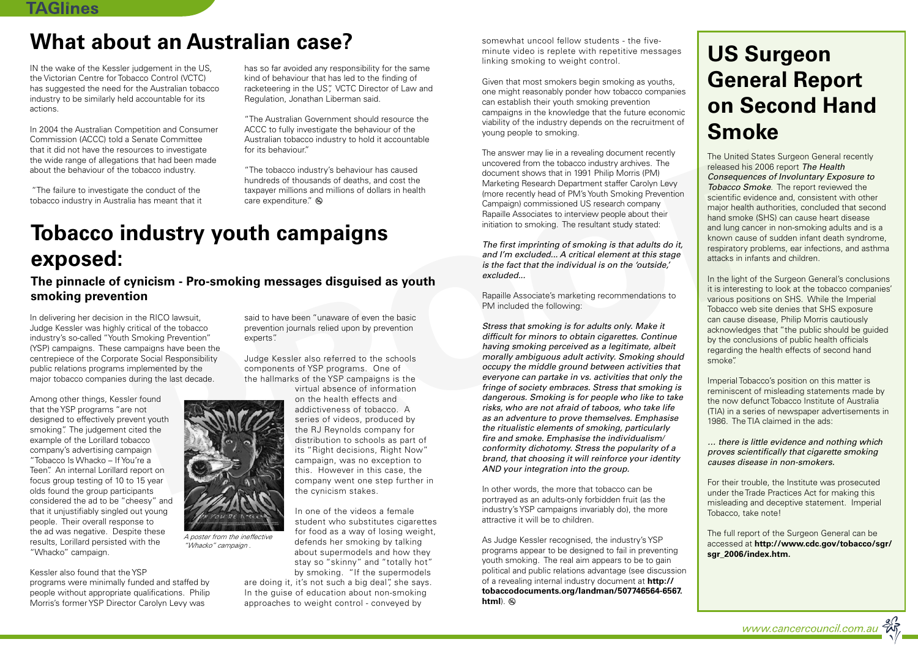# What about an Australian case?

IN the wake of the Kessler judgement in the US, the Victorian Centre for Tobacco Control (VCTC) has suggested the need for the Australian tobacco industry to be similarly held accountable for its actions.

In 2004 the Australian Competition and Consumer Commission (ACCC) told a Senate Committee that it did not have the resources to investigate the wide range of allegations that had been made about the behaviour of the tobacco industry.

"The failure to investigate the conduct of the tobacco industry in Australia has meant that it has so far avoided any responsibility for the same kind of behaviour that has led to the finding of racketeering in the US", VCTC Director of Law and Regulation, Jonathan Liberman said.

"The Australian Government should resource the ACCC to fully investigate the behaviour of the Australian tobacco industry to hold it accountable for its behaviour."

"The tobacco industry's behaviour has caused hundreds of thousands of deaths, and cost the taxpayer millions and millions of dollars in health care expenditure."

# Tobacco industry youth campaigns exposed:

## The pinnacle of cynicism - Pro-smoking messages disguised as youth smoking prevention

In delivering her decision in the RICO lawsuit, Judge Kessler was highly critical of the tobacco industry's so-called "Youth Smoking Prevention" (YSP) campaigns. These campaigns have been the centrepiece of the Corporate Social Responsibility public relations programs implemented by the major tobacco companies during the last decade.

Among other things, Kessler found that the YSP programs "are not designed to effectively prevent youth smoking". The judgement cited the example of the Lorillard tobacco company's advertising campaign "Tobacco Is Whacko – If You're a Teen". An internal Lorillard report on focus group testing of 10 to 15 year olds found the group participants considered the ad to be "cheesy" and that it unjustifiably singled out young people. Their overall response to the ad was negative. Despite these results, Lorillard persisted with the "Whacko" campaign.

A poster from the ineffective "Whacko" campaign .

Kessler also found that the YSP programs were minimally funded and staffed by people without appropriate qualifications. Philip Morris's former YSP Director Carolyn Levy was said to have been "unaware of even the basic prevention journals relied upon by prevention experts".

Judge Kessler also referred to the schools components of YSP programs. One of the hallmarks of the YSP campaigns is the virtual absence of information on the health effects and addictiveness of tobacco. A series of videos, produced by the RJ Reynolds company for distribution to schools as part of its "Right decisions, Right Now" campaign, was no exception to this. However in this case, the company went one step further in the cynicism stakes.

In one of the videos a female student who substitutes cigarettes for food as a way of losing weight, defends her smoking by talking about supermodels and how they stay so "skinny" and "totally hot" by smoking. "If the supermodels are doing it, it's not such a big deal", she says. In the guise of education about non-smoking approaches to weight control - conveyed by somewhat uncool fellow students - the five-minute video is replete with repetitive messages linking smoking to weight control.

Given that most smokers begin smoking as youths, one might reasonably ponder how tobacco companies can establish their youth smoking prevention campaigns in the knowledge that the future economic viability of the industry depends on the recruitment of young people to smoking.

The answer may lie in a revealing document recently uncovered from the tobacco industry archives. The document shows that in 1991 Philip Morris (PM) Marketing Research Department staffer Carolyn Levy (more recently head of PM's Youth Smoking Prevention Campaign) commissioned US research company Rapaille Associates to interview people about their initiation to smoking. The resultant study stated:

*The first imprinting of smoking is that adults do it, and I'm excluded... A critical element at this stage is the fact that the individual is on the 'outside,' excluded...*

Rapaille Associate's marketing recommendations to PM included the following:

*Stress that smoking is for adults only. Make it difficult for minors to obtain cigarettes. Continue having smoking perceived as a legitimate, albeit morally ambiguous adult activity. Smoking should occupy the middle ground between activities that everyone can partake in vs. activities that only the fringe of society embraces. Stress that smoking is dangerous. Smoking is for people who like to take risks, who are not afraid of taboos, who take life as an adventure to prove themselves. Emphasise the ritualistic elements of smoking, particularly fire and smoke. Emphasise the individualism/conformity dichotomy. Stress the popularity of a brand, that choosing it will reinforce your identity AND your integration into the group.*

In other words, the more that tobacco can be portrayed as an adults-only forbidden fruit (as the industry's YSP campaigns invariably do), the more attractive it will be to children.

As Judge Kessler recognised, the industry's YSP programs appear to be designed to fail in preventing youth smoking. The real aim appears to be to gain political and public relations advantage (see discussion of a revealing internal industry document at **http://tobaccodocuments.org/landman/507746564-6567.html**).

# US Surgeon General Report on Second Hand Smoke

The United States Surgeon General recently released his 2006 report *The Health Consequences of Involuntary Exposure to Tobacco Smoke*. The report reviewed the scientific evidence and, consistent with other major health authorities, concluded that second hand smoke (SHS) can cause heart disease and lung cancer in non-smoking adults and is a known cause of sudden infant death syndrome, respiratory problems, ear infections, and asthma attacks in infants and children.

In the light of the Surgeon General's conclusions it is interesting to look at the tobacco companies' various positions on SHS. While the Imperial Tobacco web site denies that SHS exposure can cause disease, Philip Morris cautiously acknowledges that "the public should be guided by the conclusions of public health officials regarding the health effects of second hand smoke".

Imperial Tobacco's position on this matter is reminiscent of misleading statements made by the now defunct Tobacco Institute of Australia (TIA) in a series of newspaper advertisements in 1986. The TIA claimed in the ads:

*... there is little evidence and nothing which proves scientifically that cigarette smoking causes disease in non-smokers.*

For their trouble, the Institute was prosecuted under the Trade Practices Act for making this misleading and deceptive statement. Imperial Tobacco, take note!

The full report of the Surgeon General can be accessed at **http://www.cdc.gov/tobacco/sgr/sgr_2006/index.htm.**